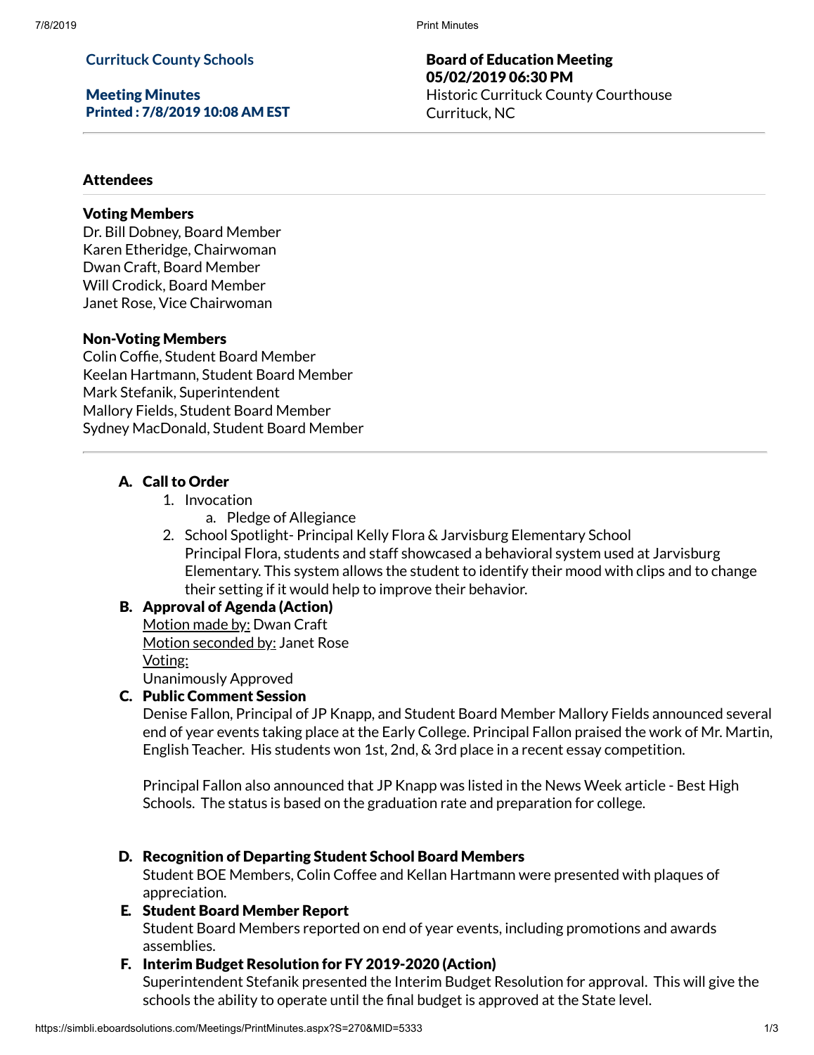**Currituck County Schools**

**Meeting Minutes**
**Printed : 7/8/2019 10:08 AM EST**

**Board of Education Meeting**
**05/02/2019 06:30 PM**
Historic Currituck County Courthouse
Currituck, NC

---

### Attendees

#### Voting Members

Dr. Bill Dobney, Board Member
Karen Etheridge, Chairwoman
Dwan Craft, Board Member
Will Crodick, Board Member
Janet Rose, Vice Chairwoman

#### Non-Voting Members

Colin Coffie, Student Board Member
Keelan Hartmann, Student Board Member
Mark Stefanik, Superintendent
Mallory Fields, Student Board Member
Sydney MacDonald, Student Board Member

---

### A. Call to Order

1. Invocation
   a. Pledge of Allegiance
2. School Spotlight- Principal Kelly Flora & Jarvisburg Elementary School
   Principal Flora, students and staff showcased a behavioral system used at Jarvisburg Elementary. This system allows the student to identify their mood with clips and to change their setting if it would help to improve their behavior.

### B. Approval of Agenda (Action)

Motion made by: Dwan Craft
Motion seconded by: Janet Rose
Voting:
Unanimously Approved

### C. Public Comment Session

Denise Fallon, Principal of JP Knapp, and Student Board Member Mallory Fields announced several end of year events taking place at the Early College. Principal Fallon praised the work of Mr. Martin, English Teacher. His students won 1st, 2nd, & 3rd place in a recent essay competition.

Principal Fallon also announced that JP Knapp was listed in the News Week article - Best High Schools. The status is based on the graduation rate and preparation for college.

### D. Recognition of Departing Student School Board Members

Student BOE Members, Colin Coffee and Kellan Hartmann were presented with plaques of appreciation.

### E. Student Board Member Report

Student Board Members reported on end of year events, including promotions and awards assemblies.

### F. Interim Budget Resolution for FY 2019-2020 (Action)

Superintendent Stefanik presented the Interim Budget Resolution for approval. This will give the schools the ability to operate until the final budget is approved at the State level.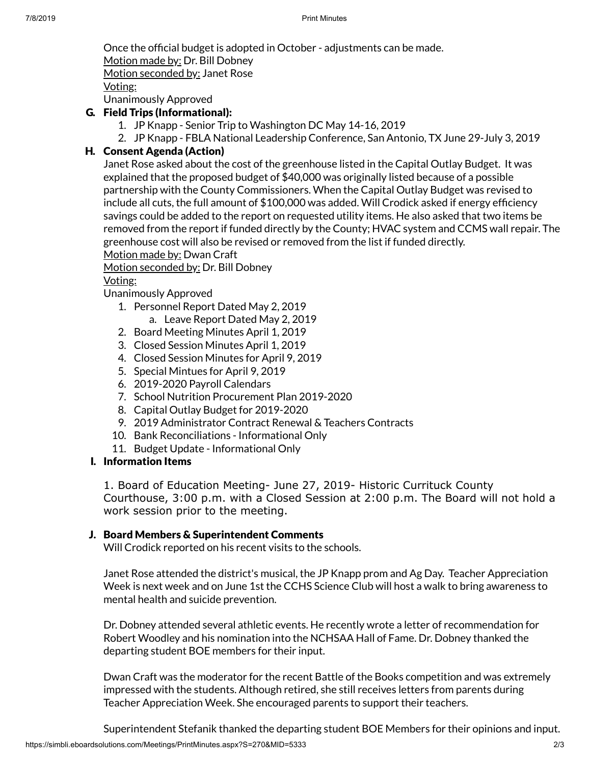Once the official budget is adopted in October - adjustments can be made.
Motion made by: Dr. Bill Dobney
Motion seconded by: Janet Rose
Voting:
Unanimously Approved

### G. Field Trips (Informational):

1. JP Knapp - Senior Trip to Washington DC May 14-16, 2019
2. JP Knapp - FBLA National Leadership Conference, San Antonio, TX June 29-July 3, 2019

### H. Consent Agenda (Action)

Janet Rose asked about the cost of the greenhouse listed in the Capital Outlay Budget. It was explained that the proposed budget of $40,000 was originally listed because of a possible partnership with the County Commissioners. When the Capital Outlay Budget was revised to include all cuts, the full amount of $100,000 was added. Will Crodick asked if energy efficiency savings could be added to the report on requested utility items. He also asked that two items be removed from the report if funded directly by the County; HVAC system and CCMS wall repair. The greenhouse cost will also be revised or removed from the list if funded directly.
Motion made by: Dwan Craft
Motion seconded by: Dr. Bill Dobney
Voting:
Unanimously Approved

1. Personnel Report Dated May 2, 2019
   a. Leave Report Dated May 2, 2019
2. Board Meeting Minutes April 1, 2019
3. Closed Session Minutes April 1, 2019
4. Closed Session Minutes for April 9, 2019
5. Special Mintues for April 9, 2019
6. 2019-2020 Payroll Calendars
7. School Nutrition Procurement Plan 2019-2020
8. Capital Outlay Budget for 2019-2020
9. 2019 Administrator Contract Renewal & Teachers Contracts
10. Bank Reconciliations - Informational Only
11. Budget Update - Informational Only

### I. Information Items

1. Board of Education Meeting- June 27, 2019- Historic Currituck County Courthouse, 3:00 p.m. with a Closed Session at 2:00 p.m. The Board will not hold a work session prior to the meeting.

### J. Board Members & Superintendent Comments

Will Crodick reported on his recent visits to the schools.

Janet Rose attended the district's musical, the JP Knapp prom and Ag Day. Teacher Appreciation Week is next week and on June 1st the CCHS Science Club will host a walk to bring awareness to mental health and suicide prevention.

Dr. Dobney attended several athletic events. He recently wrote a letter of recommendation for Robert Woodley and his nomination into the NCHSAA Hall of Fame. Dr. Dobney thanked the departing student BOE members for their input.

Dwan Craft was the moderator for the recent Battle of the Books competition and was extremely impressed with the students. Although retired, she still receives letters from parents during Teacher Appreciation Week. She encouraged parents to support their teachers.

Superintendent Stefanik thanked the departing student BOE Members for their opinions and input.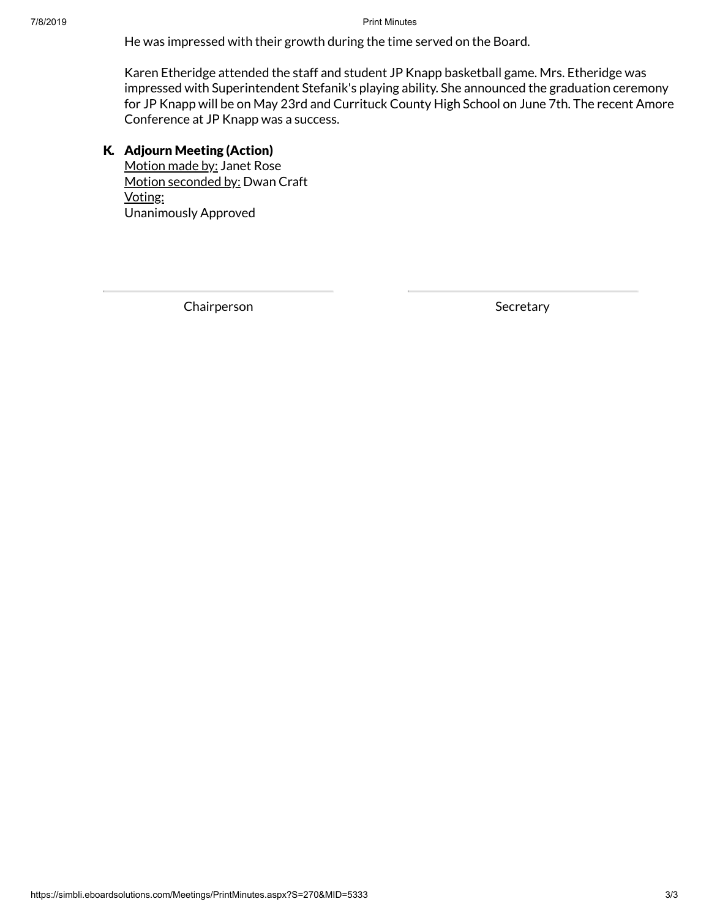He was impressed with their growth during the time served on the Board.

Karen Etheridge attended the staff and student JP Knapp basketball game. Mrs. Etheridge was impressed with Superintendent Stefanik's playing ability. She announced the graduation ceremony for JP Knapp will be on May 23rd and Currituck County High School on June 7th. The recent Amore Conference at JP Knapp was a success.

### K. Adjourn Meeting (Action)

Motion made by: Janet Rose
Motion seconded by: Dwan Craft
Voting:
Unanimously Approved

| | |
|---|---|
| Chairperson | Secretary |